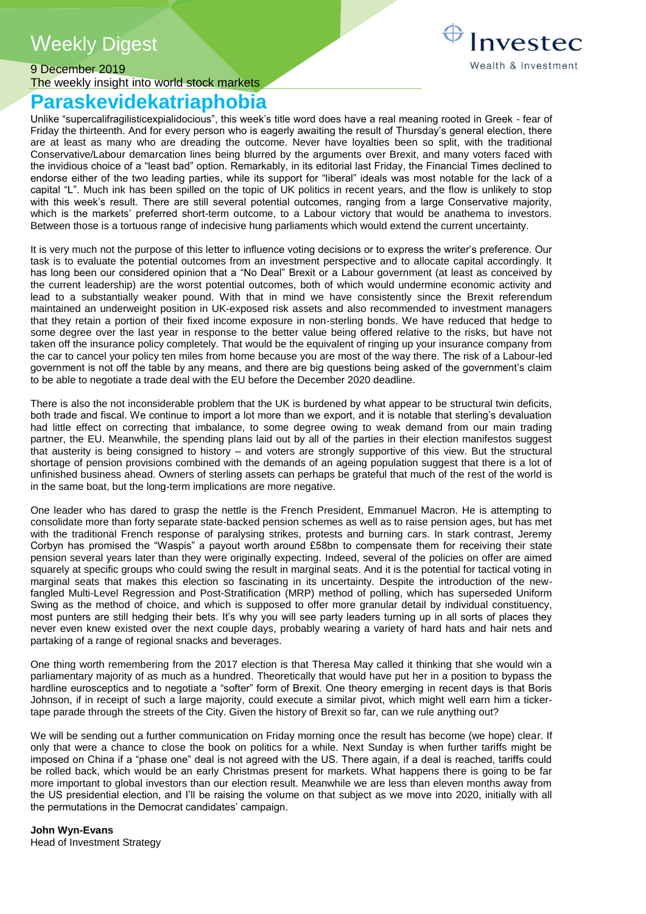# Weekly Digest

9 December 2019

The weekly insight into world stock markets

## Paraskevidekatriaphobia

Unlike "supercalifragilisticexpialidocious", this week's title word does have a real meaning rooted in Greek - fear of Friday the thirteenth. And for every person who is eagerly awaiting the result of Thursday's general election, there are at least as many who are dreading the outcome. Never have loyalties been so split, with the traditional Conservative/Labour demarcation lines being blurred by the arguments over Brexit, and many voters faced with the invidious choice of a "least bad" option. Remarkably, in its editorial last Friday, the Financial Times declined to endorse either of the two leading parties, while its support for "liberal" ideals was most notable for the lack of a capital "L". Much ink has been spilled on the topic of UK politics in recent years, and the flow is unlikely to stop with this week's result. There are still several potential outcomes, ranging from a large Conservative majority, which is the markets' preferred short-term outcome, to a Labour victory that would be anathema to investors. Between those is a tortuous range of indecisive hung parliaments which would extend the current uncertainty.

It is very much not the purpose of this letter to influence voting decisions or to express the writer's preference. Our task is to evaluate the potential outcomes from an investment perspective and to allocate capital accordingly. It has long been our considered opinion that a "No Deal" Brexit or a Labour government (at least as conceived by the current leadership) are the worst potential outcomes, both of which would undermine economic activity and lead to a substantially weaker pound. With that in mind we have consistently since the Brexit referendum maintained an underweight position in UK-exposed risk assets and also recommended to investment managers that they retain a portion of their fixed income exposure in non-sterling bonds. We have reduced that hedge to some degree over the last year in response to the better value being offered relative to the risks, but have not taken off the insurance policy completely. That would be the equivalent of ringing up your insurance company from the car to cancel your policy ten miles from home because you are most of the way there. The risk of a Labour-led government is not off the table by any means, and there are big questions being asked of the government's claim to be able to negotiate a trade deal with the EU before the December 2020 deadline.

There is also the not inconsiderable problem that the UK is burdened by what appear to be structural twin deficits, both trade and fiscal. We continue to import a lot more than we export, and it is notable that sterling's devaluation had little effect on correcting that imbalance, to some degree owing to weak demand from our main trading partner, the EU. Meanwhile, the spending plans laid out by all of the parties in their election manifestos suggest that austerity is being consigned to history – and voters are strongly supportive of this view. But the structural shortage of pension provisions combined with the demands of an ageing population suggest that there is a lot of unfinished business ahead. Owners of sterling assets can perhaps be grateful that much of the rest of the world is in the same boat, but the long-term implications are more negative.

One leader who has dared to grasp the nettle is the French President, Emmanuel Macron. He is attempting to consolidate more than forty separate state-backed pension schemes as well as to raise pension ages, but has met with the traditional French response of paralysing strikes, protests and burning cars. In stark contrast, Jeremy Corbyn has promised the "Waspis" a payout worth around £58bn to compensate them for receiving their state pension several years later than they were originally expecting. Indeed, several of the policies on offer are aimed squarely at specific groups who could swing the result in marginal seats. And it is the potential for tactical voting in marginal seats that makes this election so fascinating in its uncertainty. Despite the introduction of the new-fangled Multi-Level Regression and Post-Stratification (MRP) method of polling, which has superseded Uniform Swing as the method of choice, and which is supposed to offer more granular detail by individual constituency, most punters are still hedging their bets. It's why you will see party leaders turning up in all sorts of places they never even knew existed over the next couple days, probably wearing a variety of hard hats and hair nets and partaking of a range of regional snacks and beverages.

One thing worth remembering from the 2017 election is that Theresa May called it thinking that she would win a parliamentary majority of as much as a hundred. Theoretically that would have put her in a position to bypass the hardline eurosceptics and to negotiate a "softer" form of Brexit. One theory emerging in recent days is that Boris Johnson, if in receipt of such a large majority, could execute a similar pivot, which might well earn him a ticker-tape parade through the streets of the City. Given the history of Brexit so far, can we rule anything out?

We will be sending out a further communication on Friday morning once the result has become (we hope) clear. If only that were a chance to close the book on politics for a while. Next Sunday is when further tariffs might be imposed on China if a "phase one" deal is not agreed with the US. There again, if a deal is reached, tariffs could be rolled back, which would be an early Christmas present for markets. What happens there is going to be far more important to global investors than our election result. Meanwhile we are less than eleven months away from the US presidential election, and I'll be raising the volume on that subject as we move into 2020, initially with all the permutations in the Democrat candidates' campaign.

**John Wyn-Evans**
Head of Investment Strategy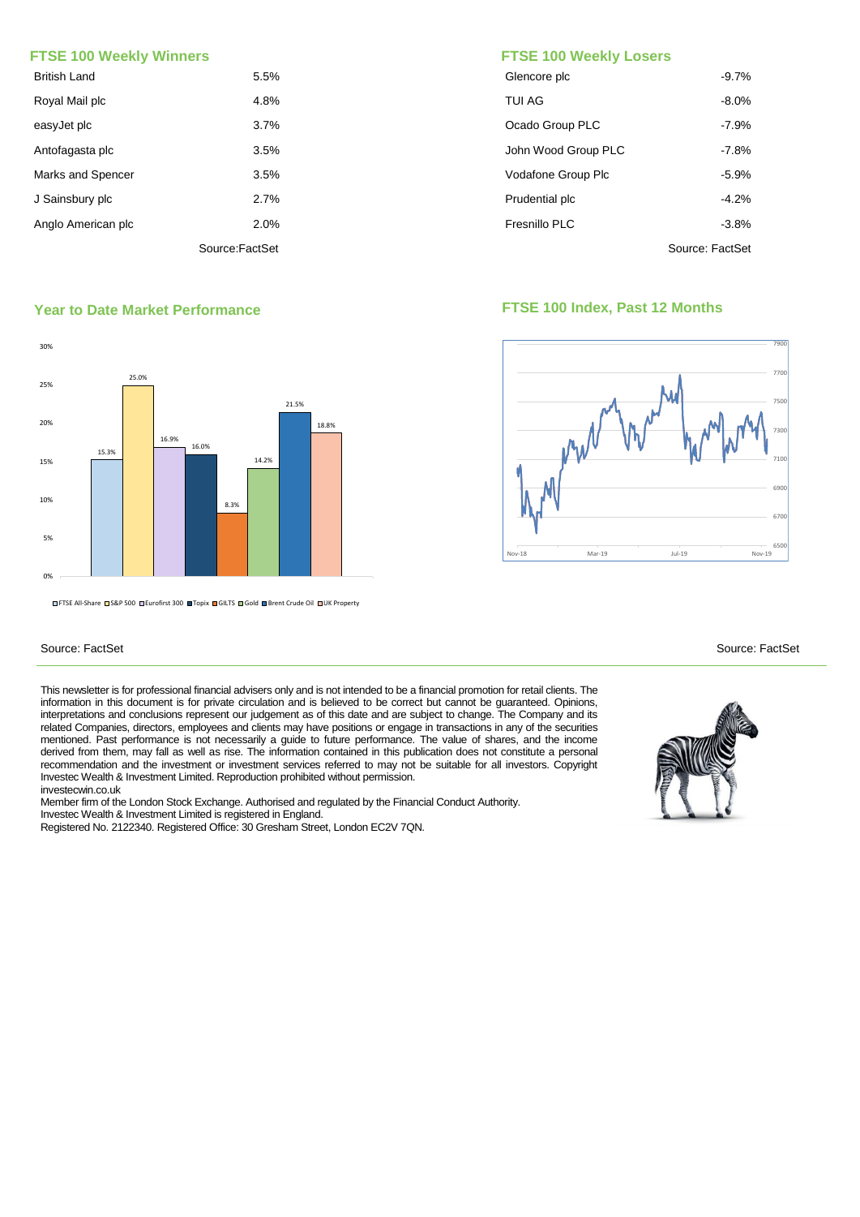## FTSE 100 Weekly Winners

| | |
|---|---|
| British Land | 5.5% |
| Royal Mail plc | 4.8% |
| easyJet plc | 3.7% |
| Antofagasta plc | 3.5% |
| Marks and Spencer | 3.5% |
| J Sainsbury plc | 2.7% |
| Anglo American plc | 2.0% |

Source:FactSet

## FTSE 100 Weekly Losers

| | |
|---|---|
| Glencore plc | -9.7% |
| TUI AG | -8.0% |
| Ocado Group PLC | -7.9% |
| John Wood Group PLC | -7.8% |
| Vodafone Group Plc | -5.9% |
| Prudential plc | -4.2% |
| Fresnillo PLC | -3.8% |

Source: FactSet

## Year to Date Market Performance

30%
25%
20%
15%
10%
5%
0%

15.3%
25.0%
16.9%
16.0%
8.3%
14.2%
21.5%
18.8%

FTSE All-Share, S&P 500, Eurofirst 300, Topix, GILTS, Gold, Brent Crude Oil, UK Property

Source: FactSet

## FTSE 100 Index, Past 12 Months

7900
7700
7500
7300
7100
6900
6700
6500

Nov-18, Mar-19, Jul-19, Nov-19

Source: FactSet

This newsletter is for professional financial advisers only and is not intended to be a financial promotion for retail clients. The information in this document is for private circulation and is believed to be correct but cannot be guaranteed. Opinions, interpretations and conclusions represent our judgement as of this date and are subject to change. The Company and its related Companies, directors, employees and clients may have positions or engage in transactions in any of the securities mentioned. Past performance is not necessarily a guide to future performance. The value of shares, and the income derived from them, may fall as well as rise. The information contained in this publication does not constitute a personal recommendation and the investment or investment services referred to may not be suitable for all investors. Copyright Investec Wealth & Investment Limited. Reproduction prohibited without permission.
investecwin.co.uk
Member firm of the London Stock Exchange. Authorised and regulated by the Financial Conduct Authority.
Investec Wealth & Investment Limited is registered in England.
Registered No. 2122340. Registered Office: 30 Gresham Street, London EC2V 7QN.